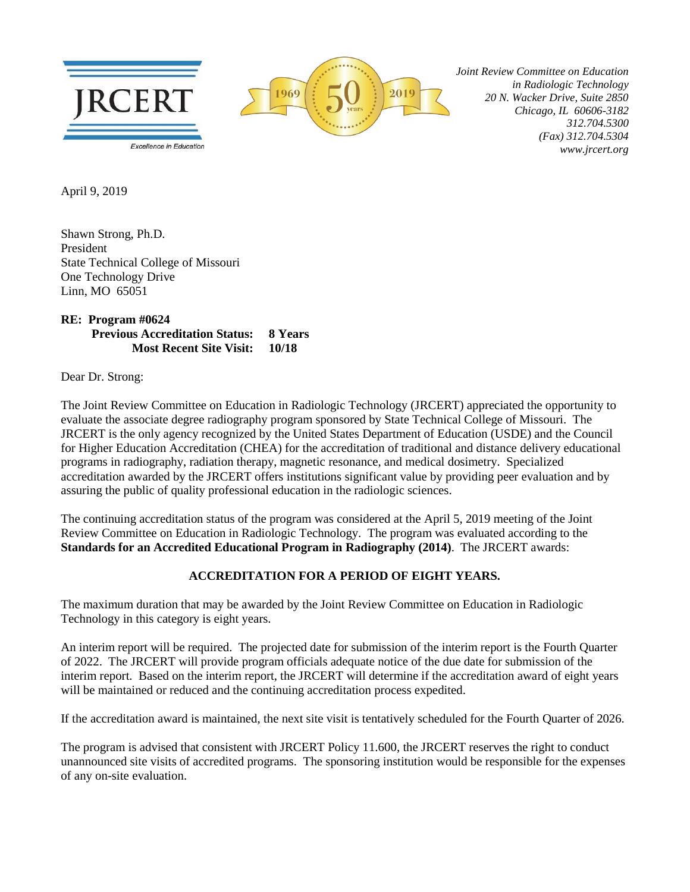JRCERT

Excellence in Education

1969 50 years 2019

*Joint Review Committee on Education in Radiologic Technology*
*20 N. Wacker Drive, Suite 2850*
*Chicago, IL 60606-3182*
*312.704.5300*
*(Fax) 312.704.5304*
*www.jrcert.org*

April 9, 2019

Shawn Strong, Ph.D.
President
State Technical College of Missouri
One Technology Drive
Linn, MO 65051

**RE: Program #0624**
**Previous Accreditation Status: 8 Years**
**Most Recent Site Visit: 10/18**

Dear Dr. Strong:

The Joint Review Committee on Education in Radiologic Technology (JRCERT) appreciated the opportunity to evaluate the associate degree radiography program sponsored by State Technical College of Missouri. The JRCERT is the only agency recognized by the United States Department of Education (USDE) and the Council for Higher Education Accreditation (CHEA) for the accreditation of traditional and distance delivery educational programs in radiography, radiation therapy, magnetic resonance, and medical dosimetry. Specialized accreditation awarded by the JRCERT offers institutions significant value by providing peer evaluation and by assuring the public of quality professional education in the radiologic sciences.

The continuing accreditation status of the program was considered at the April 5, 2019 meeting of the Joint Review Committee on Education in Radiologic Technology. The program was evaluated according to the **Standards for an Accredited Educational Program in Radiography (2014)**. The JRCERT awards:

**ACCREDITATION FOR A PERIOD OF EIGHT YEARS.**

The maximum duration that may be awarded by the Joint Review Committee on Education in Radiologic Technology in this category is eight years.

An interim report will be required. The projected date for submission of the interim report is the Fourth Quarter of 2022. The JRCERT will provide program officials adequate notice of the due date for submission of the interim report. Based on the interim report, the JRCERT will determine if the accreditation award of eight years will be maintained or reduced and the continuing accreditation process expedited.

If the accreditation award is maintained, the next site visit is tentatively scheduled for the Fourth Quarter of 2026.

The program is advised that consistent with JRCERT Policy 11.600, the JRCERT reserves the right to conduct unannounced site visits of accredited programs. The sponsoring institution would be responsible for the expenses of any on-site evaluation.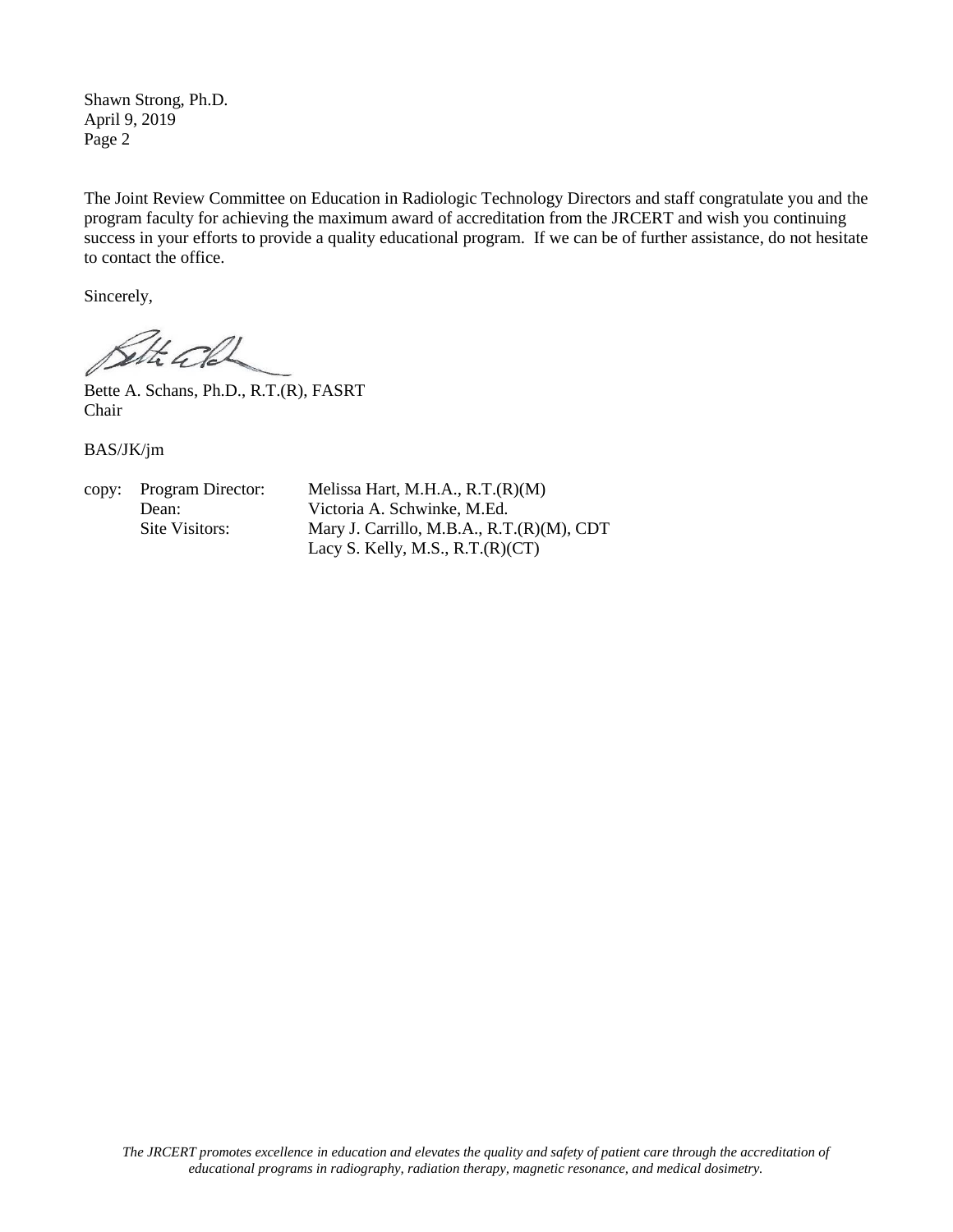Shawn Strong, Ph.D.
April 9, 2019

The Joint Review Committee on Education in Radiologic Technology Directors and staff congratulate you and the program faculty for achieving the maximum award of accreditation from the JRCERT and wish you continuing success in your efforts to provide a quality educational program. If we can be of further assistance, do not hesitate to contact the office.

Sincerely,

Bette A. Schans, Ph.D., R.T.(R), FASRT
Chair

BAS/JK/jm

| | | |
|---|---|---|
| copy: | Program Director: | Melissa Hart, M.H.A., R.T.(R)(M) |
| | Dean: | Victoria A. Schwinke, M.Ed. |
| | Site Visitors: | Mary J. Carrillo, M.B.A., R.T.(R)(M), CDT |
| | | Lacy S. Kelly, M.S., R.T.(R)(CT) |

*The JRCERT promotes excellence in education and elevates the quality and safety of patient care through the accreditation of educational programs in radiography, radiation therapy, magnetic resonance, and medical dosimetry.*